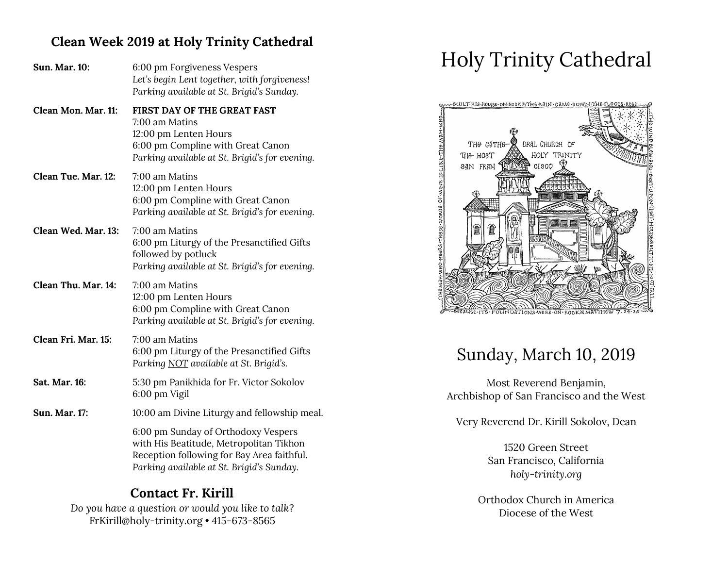## Clean Week 2019 at Holy Trinity Cathedral

**Sun. Mar. 10:**
6:00 pm Forgiveness Vespers
*Let's begin Lent together, with forgiveness!*
*Parking available at St. Brigid's Sunday.*

**Clean Mon. Mar. 11:**
**FIRST DAY OF THE GREAT FAST**
7:00 am Matins
12:00 pm Lenten Hours
6:00 pm Compline with Great Canon
*Parking available at St. Brigid's for evening.*

**Clean Tue. Mar. 12:**
7:00 am Matins
12:00 pm Lenten Hours
6:00 pm Compline with Great Canon
*Parking available at St. Brigid's for evening.*

**Clean Wed. Mar. 13:**
7:00 am Matins
6:00 pm Liturgy of the Presanctified Gifts followed by potluck
*Parking available at St. Brigid's for evening.*

**Clean Thu. Mar. 14:**
7:00 am Matins
12:00 pm Lenten Hours
6:00 pm Compline with Great Canon
*Parking available at St. Brigid's for evening.*

**Clean Fri. Mar. 15:**
7:00 am Matins
6:00 pm Liturgy of the Presanctified Gifts
*Parking NOT available at St. Brigid's.*

**Sat. Mar. 16:**
5:30 pm Panikhida for Fr. Victor Sokolov
6:00 pm Vigil

**Sun. Mar. 17:**
10:00 am Divine Liturgy and fellowship meal.

6:00 pm Sunday of Orthodoxy Vespers with His Beatitude, Metropolitan Tikhon
Reception following for Bay Area faithful.
*Parking available at St. Brigid's Sunday.*

### Contact Fr. Kirill

*Do you have a question or would you like to talk?*
FrKirill@holy-trinity.org • 415-673-8565

# Holy Trinity Cathedral

BUILT HIS HOUSE ON ROCK THE RAIN CAME DOWN THE FLOODS ROSE THE WIND BLEW AND BEAT UPON THAT HOUSE BUT IT DID NOT FALL BECAUSE ITS FOUNDATIONS WERE ON ROCK MATTHEW 7.24-25 THE MAN WHO HEARS THESE WORDS OF MINE IS LIKE THE MAN WHO

THE CATHEDRAL CHURCH OF THE MOST HOLY TRINITY SAN FRANCISCO

## Sunday, March 10, 2019

Most Reverend Benjamin,
Archbishop of San Francisco and the West

Very Reverend Dr. Kirill Sokolov, Dean

1520 Green Street
San Francisco, California
*holy-trinity.org*

Orthodox Church in America
Diocese of the West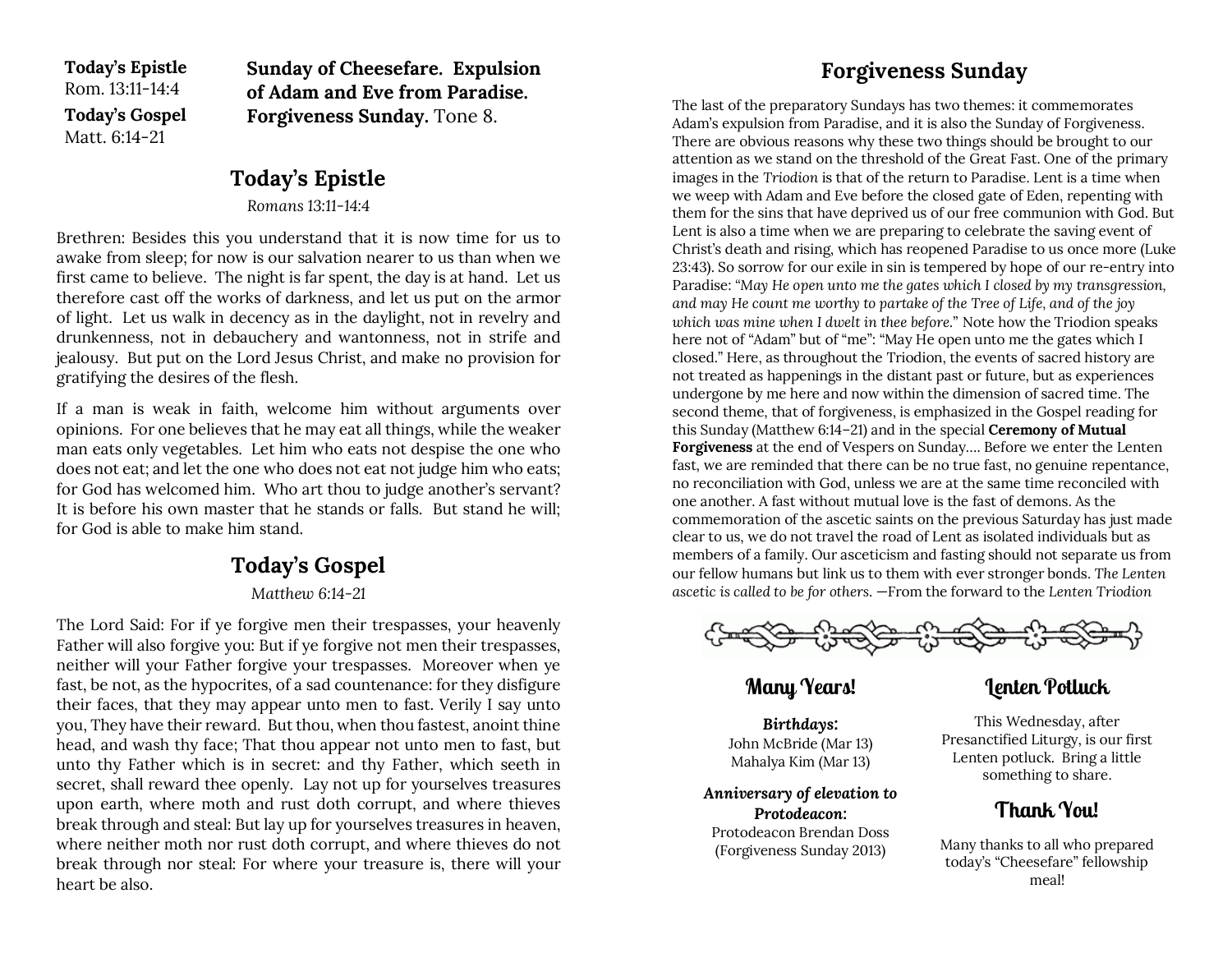**Today's Epistle**
Rom. 13:11-14:4

**Today's Gospel**
Matt. 6:14-21

**Sunday of Cheesefare. Expulsion of Adam and Eve from Paradise. Forgiveness Sunday.** Tone 8.

## Today's Epistle

*Romans 13:11-14:4*

Brethren: Besides this you understand that it is now time for us to awake from sleep; for now is our salvation nearer to us than when we first came to believe. The night is far spent, the day is at hand. Let us therefore cast off the works of darkness, and let us put on the armor of light. Let us walk in decency as in the daylight, not in revelry and drunkenness, not in debauchery and wantonness, not in strife and jealousy. But put on the Lord Jesus Christ, and make no provision for gratifying the desires of the flesh.

If a man is weak in faith, welcome him without arguments over opinions. For one believes that he may eat all things, while the weaker man eats only vegetables. Let him who eats not despise the one who does not eat; and let the one who does not eat not judge him who eats; for God has welcomed him. Who art thou to judge another's servant? It is before his own master that he stands or falls. But stand he will; for God is able to make him stand.

## Today's Gospel

*Matthew 6:14-21*

The Lord Said: For if ye forgive men their trespasses, your heavenly Father will also forgive you: But if ye forgive not men their trespasses, neither will your Father forgive your trespasses. Moreover when ye fast, be not, as the hypocrites, of a sad countenance: for they disfigure their faces, that they may appear unto men to fast. Verily I say unto you, They have their reward. But thou, when thou fastest, anoint thine head, and wash thy face; That thou appear not unto men to fast, but unto thy Father which is in secret: and thy Father, which seeth in secret, shall reward thee openly. Lay not up for yourselves treasures upon earth, where moth and rust doth corrupt, and where thieves break through and steal: But lay up for yourselves treasures in heaven, where neither moth nor rust doth corrupt, and where thieves do not break through nor steal: For where your treasure is, there will your heart be also.

## Forgiveness Sunday

The last of the preparatory Sundays has two themes: it commemorates Adam's expulsion from Paradise, and it is also the Sunday of Forgiveness. There are obvious reasons why these two things should be brought to our attention as we stand on the threshold of the Great Fast. One of the primary images in the *Triodion* is that of the return to Paradise. Lent is a time when we weep with Adam and Eve before the closed gate of Eden, repenting with them for the sins that have deprived us of our free communion with God. But Lent is also a time when we are preparing to celebrate the saving event of Christ's death and rising, which has reopened Paradise to us once more (Luke 23:43). So sorrow for our exile in sin is tempered by hope of our re-entry into Paradise: "*May He open unto me the gates which I closed by my transgression, and may He count me worthy to partake of the Tree of Life, and of the joy which was mine when I dwelt in thee before.*" Note how the Triodion speaks here not of "Adam" but of "me": "May He open unto me the gates which I closed." Here, as throughout the Triodion, the events of sacred history are not treated as happenings in the distant past or future, but as experiences undergone by me here and now within the dimension of sacred time. The second theme, that of forgiveness, is emphasized in the Gospel reading for this Sunday (Matthew 6:14–21) and in the special **Ceremony of Mutual Forgiveness** at the end of Vespers on Sunday.... Before we enter the Lenten fast, we are reminded that there can be no true fast, no genuine repentance, no reconciliation with God, unless we are at the same time reconciled with one another. A fast without mutual love is the fast of demons. As the commemoration of the ascetic saints on the previous Saturday has just made clear to us, we do not travel the road of Lent as isolated individuals but as members of a family. Our asceticism and fasting should not separate us from our fellow humans but link us to them with ever stronger bonds. *The Lenten ascetic is called to be for others.* —From the forward to the *Lenten Triodion*

### Many Years!

***Birthdays:***
John McBride (Mar 13)
Mahalya Kim (Mar 13)

***Anniversary of elevation to Protodeacon:***
Protodeacon Brendan Doss
(Forgiveness Sunday 2013)

### Lenten Potluck

This Wednesday, after Presanctified Liturgy, is our first Lenten potluck. Bring a little something to share.

### Thank You!

Many thanks to all who prepared today's "Cheesefare" fellowship meal!